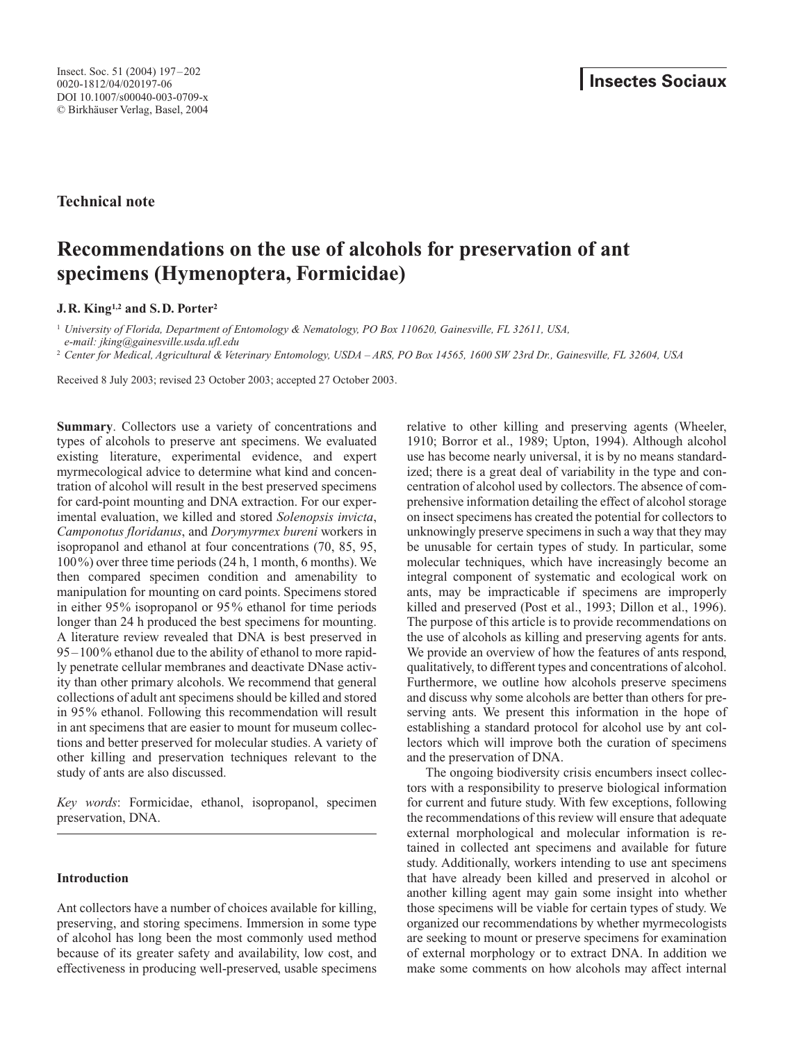Technical note

# Recommendations on the use of alcohols for preservation of ant specimens (Hymenoptera, Formicidae)

**J.R. King[1,2] and S.D. Porter[2]**

[1] University of Florida, Department of Entomology & Nematology, PO Box 110620, Gainesville, FL 32611, USA, e-mail: jking@gainesville.usda.ufl.edu

[2] Center for Medical, Agricultural & Veterinary Entomology, USDA – ARS, PO Box 14565, 1600 SW 23rd Dr., Gainesville, FL 32604, USA

Received 8 July 2003; revised 23 October 2003; accepted 27 October 2003.

**Summary**. Collectors use a variety of concentrations and types of alcohols to preserve ant specimens. We evaluated existing literature, experimental evidence, and expert myrmecological advice to determine what kind and concentration of alcohol will result in the best preserved specimens for card-point mounting and DNA extraction. For our experimental evaluation, we killed and stored *Solenopsis invicta*, *Camponotus floridanus*, and *Dorymyrmex bureni* workers in isopropanol and ethanol at four concentrations (70, 85, 95, 100%) over three time periods (24 h, 1 month, 6 months). We then compared specimen condition and amenability to manipulation for mounting on card points. Specimens stored in either 95% isopropanol or 95% ethanol for time periods longer than 24 h produced the best specimens for mounting. A literature review revealed that DNA is best preserved in 95–100% ethanol due to the ability of ethanol to more rapidly penetrate cellular membranes and deactivate DNase activity than other primary alcohols. We recommend that general collections of adult ant specimens should be killed and stored in 95% ethanol. Following this recommendation will result in ant specimens that are easier to mount for museum collections and better preserved for molecular studies. A variety of other killing and preservation techniques relevant to the study of ants are also discussed.

*Key words*: Formicidae, ethanol, isopropanol, specimen preservation, DNA.

## Introduction

Ant collectors have a number of choices available for killing, preserving, and storing specimens. Immersion in some type of alcohol has long been the most commonly used method because of its greater safety and availability, low cost, and effectiveness in producing well-preserved, usable specimens relative to other killing and preserving agents (Wheeler, 1910; Borror et al., 1989; Upton, 1994). Although alcohol use has become nearly universal, it is by no means standardized; there is a great deal of variability in the type and concentration of alcohol used by collectors. The absence of comprehensive information detailing the effect of alcohol storage on insect specimens has created the potential for collectors to unknowingly preserve specimens in such a way that they may be unusable for certain types of study. In particular, some molecular techniques, which have increasingly become an integral component of systematic and ecological work on ants, may be impracticable if specimens are improperly killed and preserved (Post et al., 1993; Dillon et al., 1996). The purpose of this article is to provide recommendations on the use of alcohols as killing and preserving agents for ants. We provide an overview of how the features of ants respond, qualitatively, to different types and concentrations of alcohol. Furthermore, we outline how alcohols preserve specimens and discuss why some alcohols are better than others for preserving ants. We present this information in the hope of establishing a standard protocol for alcohol use by ant collectors which will improve both the curation of specimens and the preservation of DNA.

The ongoing biodiversity crisis encumbers insect collectors with a responsibility to preserve biological information for current and future study. With few exceptions, following the recommendations of this review will ensure that adequate external morphological and molecular information is retained in collected ant specimens and available for future study. Additionally, workers intending to use ant specimens that have already been killed and preserved in alcohol or another killing agent may gain some insight into whether those specimens will be viable for certain types of study. We organized our recommendations by whether myrmecologists are seeking to mount or preserve specimens for examination of external morphology or to extract DNA. In addition we make some comments on how alcohols may affect internal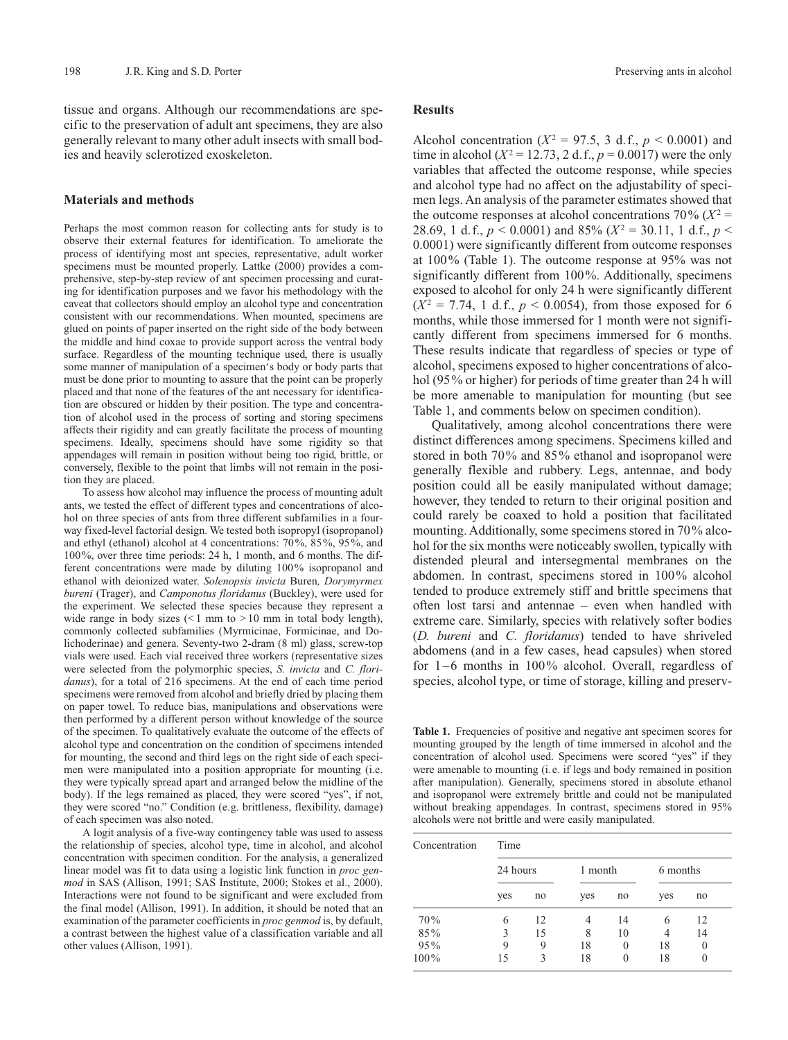tissue and organs. Although our recommendations are specific to the preservation of adult ant specimens, they are also generally relevant to many other adult insects with small bodies and heavily sclerotized exoskeleton.

## Materials and methods

Perhaps the most common reason for collecting ants for study is to observe their external features for identification. To ameliorate the process of identifying most ant species, representative, adult worker specimens must be mounted properly. Lattke (2000) provides a comprehensive, step-by-step review of ant specimen processing and curating for identification purposes and we favor his methodology with the caveat that collectors should employ an alcohol type and concentration consistent with our recommendations. When mounted, specimens are glued on points of paper inserted on the right side of the body between the middle and hind coxae to provide support across the ventral body surface. Regardless of the mounting technique used, there is usually some manner of manipulation of a specimen's body or body parts that must be done prior to mounting to assure that the point can be properly placed and that none of the features of the ant necessary for identification are obscured or hidden by their position. The type and concentration of alcohol used in the process of sorting and storing specimens affects their rigidity and can greatly facilitate the process of mounting specimens. Ideally, specimens should have some rigidity so that appendages will remain in position without being too rigid, brittle, or conversely, flexible to the point that limbs will not remain in the position they are placed.

To assess how alcohol may influence the process of mounting adult ants, we tested the effect of different types and concentrations of alcohol on three species of ants from three different subfamilies in a fourway fixed-level factorial design. We tested both isopropyl (isopropanol) and ethyl (ethanol) alcohol at 4 concentrations: 70%, 85%, 95%, and 100%, over three time periods: 24 h, 1 month, and 6 months. The different concentrations were made by diluting 100% isopropanol and ethanol with deionized water. *Solenopsis invicta* Buren*, Dorymyrmex bureni* (Trager), and *Camponotus floridanus* (Buckley), were used for the experiment. We selected these species because they represent a wide range in body sizes (<1 mm to >10 mm in total body length), commonly collected subfamilies (Myrmicinae, Formicinae, and Dolichoderinae) and genera. Seventy-two 2-dram (8 ml) glass, screw-top vials were used. Each vial received three workers (representative sizes were selected from the polymorphic species, *S. invicta* and *C. floridanus*), for a total of 216 specimens. At the end of each time period specimens were removed from alcohol and briefly dried by placing them on paper towel. To reduce bias, manipulations and observations were then performed by a different person without knowledge of the source of the specimen. To qualitatively evaluate the outcome of the effects of alcohol type and concentration on the condition of specimens intended for mounting, the second and third legs on the right side of each specimen were manipulated into a position appropriate for mounting (i.e. they were typically spread apart and arranged below the midline of the body). If the legs remained as placed, they were scored "yes", if not, they were scored "no." Condition (e.g. brittleness, flexibility, damage) of each specimen was also noted.

A logit analysis of a five-way contingency table was used to assess the relationship of species, alcohol type, time in alcohol, and alcohol concentration with specimen condition. For the analysis, a generalized linear model was fit to data using a logistic link function in *proc genmod* in SAS (Allison, 1991; SAS Institute, 2000; Stokes et al., 2000). Interactions were not found to be significant and were excluded from the final model (Allison, 1991). In addition, it should be noted that an examination of the parameter coefficients in *proc genmod* is, by default, a contrast between the highest value of a classification variable and all other values (Allison, 1991).

## Results

Alcohol concentration ($X^2$ = 97.5, 3 d.f., $p$ < 0.0001) and time in alcohol ($X^2$ = 12.73, 2 d.f., $p$ = 0.0017) were the only variables that affected the outcome response, while species and alcohol type had no affect on the adjustability of specimen legs. An analysis of the parameter estimates showed that the outcome responses at alcohol concentrations 70% ($X^2$ = 28.69, 1 d.f., $p$ < 0.0001) and 85% ($X^2$ = 30.11, 1 d.f., $p$ < 0.0001) were significantly different from outcome responses at 100% (Table 1). The outcome response at 95% was not significantly different from 100%. Additionally, specimens exposed to alcohol for only 24 h were significantly different ($X^2$ = 7.74, 1 d.f., $p$ < 0.0054), from those exposed for 6 months, while those immersed for 1 month were not significantly different from specimens immersed for 6 months. These results indicate that regardless of species or type of alcohol, specimens exposed to higher concentrations of alcohol (95% or higher) for periods of time greater than 24 h will be more amenable to manipulation for mounting (but see Table 1, and comments below on specimen condition).

Qualitatively, among alcohol concentrations there were distinct differences among specimens. Specimens killed and stored in both 70% and 85% ethanol and isopropanol were generally flexible and rubbery. Legs, antennae, and body position could all be easily manipulated without damage; however, they tended to return to their original position and could rarely be coaxed to hold a position that facilitated mounting. Additionally, some specimens stored in 70% alcohol for the six months were noticeably swollen, typically with distended pleural and intersegmental membranes on the abdomen. In contrast, specimens stored in 100% alcohol tended to produce extremely stiff and brittle specimens that often lost tarsi and antennae – even when handled with extreme care. Similarly, species with relatively softer bodies (*D. bureni* and *C. floridanus*) tended to have shriveled abdomens (and in a few cases, head capsules) when stored for 1–6 months in 100% alcohol. Overall, regardless of species, alcohol type, or time of storage, killing and preserv-

**Table 1.** Frequencies of positive and negative ant specimen scores for mounting grouped by the length of time immersed in alcohol and the concentration of alcohol used. Specimens were scored "yes" if they were amenable to mounting (i.e. if legs and body remained in position after manipulation). Generally, specimens stored in absolute ethanol and isopropanol were extremely brittle and could not be manipulated without breaking appendages. In contrast, specimens stored in 95% alcohols were not brittle and were easily manipulated.

| Concentration | Time | | | | | |
|---|---|---|---|---|---|---|
| | 24 hours | | 1 month | | 6 months | |
| | yes | no | yes | no | yes | no |
| 70% | 6 | 12 | 4 | 14 | 6 | 12 |
| 85% | 3 | 15 | 8 | 10 | 4 | 14 |
| 95% | 9 | 9 | 18 | 0 | 18 | 0 |
| 100% | 15 | 3 | 18 | 0 | 18 | 0 |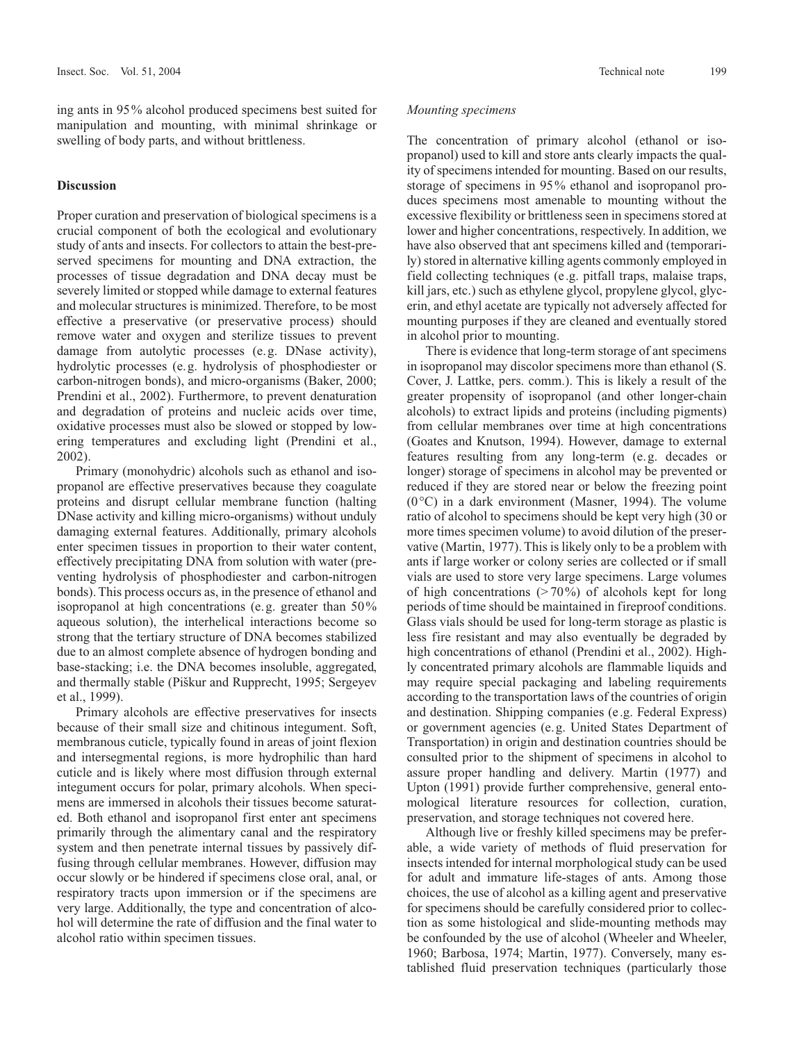ing ants in 95% alcohol produced specimens best suited for manipulation and mounting, with minimal shrinkage or swelling of body parts, and without brittleness.

## Discussion

Proper curation and preservation of biological specimens is a crucial component of both the ecological and evolutionary study of ants and insects. For collectors to attain the best-preserved specimens for mounting and DNA extraction, the processes of tissue degradation and DNA decay must be severely limited or stopped while damage to external features and molecular structures is minimized. Therefore, to be most effective a preservative (or preservative process) should remove water and oxygen and sterilize tissues to prevent damage from autolytic processes (e.g. DNase activity), hydrolytic processes (e.g. hydrolysis of phosphodiester or carbon-nitrogen bonds), and micro-organisms (Baker, 2000; Prendini et al., 2002). Furthermore, to prevent denaturation and degradation of proteins and nucleic acids over time, oxidative processes must also be slowed or stopped by lowering temperatures and excluding light (Prendini et al., 2002).

Primary (monohydric) alcohols such as ethanol and isopropanol are effective preservatives because they coagulate proteins and disrupt cellular membrane function (halting DNase activity and killing micro-organisms) without unduly damaging external features. Additionally, primary alcohols enter specimen tissues in proportion to their water content, effectively precipitating DNA from solution with water (preventing hydrolysis of phosphodiester and carbon-nitrogen bonds). This process occurs as, in the presence of ethanol and isopropanol at high concentrations (e.g. greater than 50% aqueous solution), the interhelical interactions become so strong that the tertiary structure of DNA becomes stabilized due to an almost complete absence of hydrogen bonding and base-stacking; i.e. the DNA becomes insoluble, aggregated, and thermally stable (Piškur and Rupprecht, 1995; Sergeyev et al., 1999).

Primary alcohols are effective preservatives for insects because of their small size and chitinous integument. Soft, membranous cuticle, typically found in areas of joint flexion and intersegmental regions, is more hydrophilic than hard cuticle and is likely where most diffusion through external integument occurs for polar, primary alcohols. When specimens are immersed in alcohols their tissues become saturated. Both ethanol and isopropanol first enter ant specimens primarily through the alimentary canal and the respiratory system and then penetrate internal tissues by passively diffusing through cellular membranes. However, diffusion may occur slowly or be hindered if specimens close oral, anal, or respiratory tracts upon immersion or if the specimens are very large. Additionally, the type and concentration of alcohol will determine the rate of diffusion and the final water to alcohol ratio within specimen tissues.

*Mounting specimens*

The concentration of primary alcohol (ethanol or isopropanol) used to kill and store ants clearly impacts the quality of specimens intended for mounting. Based on our results, storage of specimens in 95% ethanol and isopropanol produces specimens most amenable to mounting without the excessive flexibility or brittleness seen in specimens stored at lower and higher concentrations, respectively. In addition, we have also observed that ant specimens killed and (temporarily) stored in alternative killing agents commonly employed in field collecting techniques (e.g. pitfall traps, malaise traps, kill jars, etc.) such as ethylene glycol, propylene glycol, glycerin, and ethyl acetate are typically not adversely affected for mounting purposes if they are cleaned and eventually stored in alcohol prior to mounting.

There is evidence that long-term storage of ant specimens in isopropanol may discolor specimens more than ethanol (S. Cover, J. Lattke, pers. comm.). This is likely a result of the greater propensity of isopropanol (and other longer-chain alcohols) to extract lipids and proteins (including pigments) from cellular membranes over time at high concentrations (Goates and Knutson, 1994). However, damage to external features resulting from any long-term (e.g. decades or longer) storage of specimens in alcohol may be prevented or reduced if they are stored near or below the freezing point (0°C) in a dark environment (Masner, 1994). The volume ratio of alcohol to specimens should be kept very high (30 or more times specimen volume) to avoid dilution of the preservative (Martin, 1977). This is likely only to be a problem with ants if large worker or colony series are collected or if small vials are used to store very large specimens. Large volumes of high concentrations (>70%) of alcohols kept for long periods of time should be maintained in fireproof conditions. Glass vials should be used for long-term storage as plastic is less fire resistant and may also eventually be degraded by high concentrations of ethanol (Prendini et al., 2002). Highly concentrated primary alcohols are flammable liquids and may require special packaging and labeling requirements according to the transportation laws of the countries of origin and destination. Shipping companies (e.g. Federal Express) or government agencies (e.g. United States Department of Transportation) in origin and destination countries should be consulted prior to the shipment of specimens in alcohol to assure proper handling and delivery. Martin (1977) and Upton (1991) provide further comprehensive, general entomological literature resources for collection, curation, preservation, and storage techniques not covered here.

Although live or freshly killed specimens may be preferable, a wide variety of methods of fluid preservation for insects intended for internal morphological study can be used for adult and immature life-stages of ants. Among those choices, the use of alcohol as a killing agent and preservative for specimens should be carefully considered prior to collection as some histological and slide-mounting methods may be confounded by the use of alcohol (Wheeler and Wheeler, 1960; Barbosa, 1974; Martin, 1977). Conversely, many established fluid preservation techniques (particularly those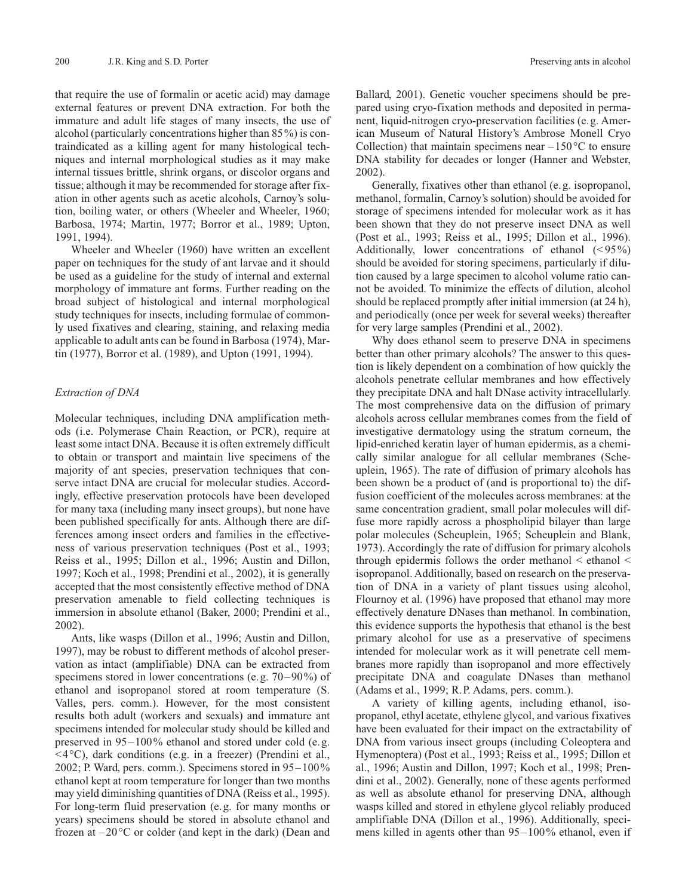that require the use of formalin or acetic acid) may damage external features or prevent DNA extraction. For both the immature and adult life stages of many insects, the use of alcohol (particularly concentrations higher than 85%) is contraindicated as a killing agent for many histological techniques and internal morphological studies as it may make internal tissues brittle, shrink organs, or discolor organs and tissue; although it may be recommended for storage after fixation in other agents such as acetic alcohols, Carnoy's solution, boiling water, or others (Wheeler and Wheeler, 1960; Barbosa, 1974; Martin, 1977; Borror et al., 1989; Upton, 1991, 1994).

Wheeler and Wheeler (1960) have written an excellent paper on techniques for the study of ant larvae and it should be used as a guideline for the study of internal and external morphology of immature ant forms. Further reading on the broad subject of histological and internal morphological study techniques for insects, including formulae of commonly used fixatives and clearing, staining, and relaxing media applicable to adult ants can be found in Barbosa (1974), Martin (1977), Borror et al. (1989), and Upton (1991, 1994).

### *Extraction of DNA*

Molecular techniques, including DNA amplification methods (i.e. Polymerase Chain Reaction, or PCR), require at least some intact DNA. Because it is often extremely difficult to obtain or transport and maintain live specimens of the majority of ant species, preservation techniques that conserve intact DNA are crucial for molecular studies. Accordingly, effective preservation protocols have been developed for many taxa (including many insect groups), but none have been published specifically for ants. Although there are differences among insect orders and families in the effectiveness of various preservation techniques (Post et al., 1993; Reiss et al., 1995; Dillon et al., 1996; Austin and Dillon, 1997; Koch et al., 1998; Prendini et al., 2002), it is generally accepted that the most consistently effective method of DNA preservation amenable to field collecting techniques is immersion in absolute ethanol (Baker, 2000; Prendini et al., 2002).

Ants, like wasps (Dillon et al., 1996; Austin and Dillon, 1997), may be robust to different methods of alcohol preservation as intact (amplifiable) DNA can be extracted from specimens stored in lower concentrations (e.g. 70–90%) of ethanol and isopropanol stored at room temperature (S. Valles, pers. comm.). However, for the most consistent results both adult (workers and sexuals) and immature ant specimens intended for molecular study should be killed and preserved in 95–100% ethanol and stored under cold (e.g. <4°C), dark conditions (e.g. in a freezer) (Prendini et al., 2002; P. Ward, pers. comm.). Specimens stored in 95–100% ethanol kept at room temperature for longer than two months may yield diminishing quantities of DNA (Reiss et al., 1995). For long-term fluid preservation (e.g. for many months or years) specimens should be stored in absolute ethanol and frozen at –20°C or colder (and kept in the dark) (Dean and Ballard, 2001). Genetic voucher specimens should be prepared using cryo-fixation methods and deposited in permanent, liquid-nitrogen cryo-preservation facilities (e.g. American Museum of Natural History's Ambrose Monell Cryo Collection) that maintain specimens near –150°C to ensure DNA stability for decades or longer (Hanner and Webster, 2002).

Generally, fixatives other than ethanol (e.g. isopropanol, methanol, formalin, Carnoy's solution) should be avoided for storage of specimens intended for molecular work as it has been shown that they do not preserve insect DNA as well (Post et al., 1993; Reiss et al., 1995; Dillon et al., 1996). Additionally, lower concentrations of ethanol (<95%) should be avoided for storing specimens, particularly if dilution caused by a large specimen to alcohol volume ratio cannot be avoided. To minimize the effects of dilution, alcohol should be replaced promptly after initial immersion (at 24 h), and periodically (once per week for several weeks) thereafter for very large samples (Prendini et al., 2002).

Why does ethanol seem to preserve DNA in specimens better than other primary alcohols? The answer to this question is likely dependent on a combination of how quickly the alcohols penetrate cellular membranes and how effectively they precipitate DNA and halt DNase activity intracellularly. The most comprehensive data on the diffusion of primary alcohols across cellular membranes comes from the field of investigative dermatology using the stratum corneum, the lipid-enriched keratin layer of human epidermis, as a chemically similar analogue for all cellular membranes (Scheuplein, 1965). The rate of diffusion of primary alcohols has been shown be a product of (and is proportional to) the diffusion coefficient of the molecules across membranes: at the same concentration gradient, small polar molecules will diffuse more rapidly across a phospholipid bilayer than large polar molecules (Scheuplein, 1965; Scheuplein and Blank, 1973). Accordingly the rate of diffusion for primary alcohols through epidermis follows the order methanol < ethanol < isopropanol. Additionally, based on research on the preservation of DNA in a variety of plant tissues using alcohol, Flournoy et al. (1996) have proposed that ethanol may more effectively denature DNases than methanol. In combination, this evidence supports the hypothesis that ethanol is the best primary alcohol for use as a preservative of specimens intended for molecular work as it will penetrate cell membranes more rapidly than isopropanol and more effectively precipitate DNA and coagulate DNases than methanol (Adams et al., 1999; R.P. Adams, pers. comm.).

A variety of killing agents, including ethanol, isopropanol, ethyl acetate, ethylene glycol, and various fixatives have been evaluated for their impact on the extractability of DNA from various insect groups (including Coleoptera and Hymenoptera) (Post et al., 1993; Reiss et al., 1995; Dillon et al., 1996; Austin and Dillon, 1997; Koch et al., 1998; Prendini et al., 2002). Generally, none of these agents performed as well as absolute ethanol for preserving DNA, although wasps killed and stored in ethylene glycol reliably produced amplifiable DNA (Dillon et al., 1996). Additionally, specimens killed in agents other than 95–100% ethanol, even if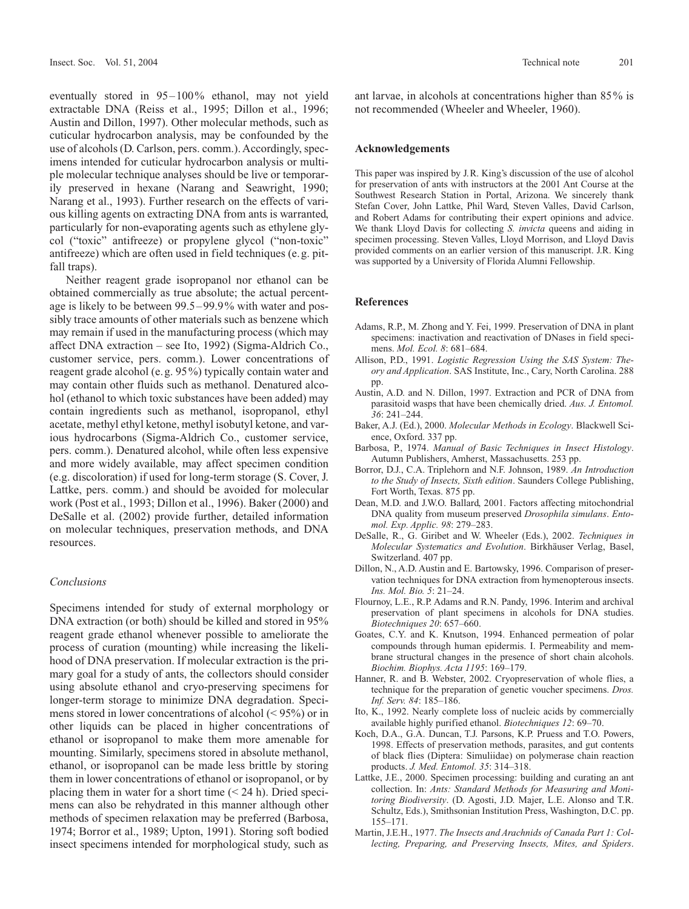eventually stored in 95–100% ethanol, may not yield extractable DNA (Reiss et al., 1995; Dillon et al., 1996; Austin and Dillon, 1997). Other molecular methods, such as cuticular hydrocarbon analysis, may be confounded by the use of alcohols (D. Carlson, pers. comm.). Accordingly, specimens intended for cuticular hydrocarbon analysis or multiple molecular technique analyses should be live or temporarily preserved in hexane (Narang and Seawright, 1990; Narang et al., 1993). Further research on the effects of various killing agents on extracting DNA from ants is warranted, particularly for non-evaporating agents such as ethylene glycol ("toxic" antifreeze) or propylene glycol ("non-toxic" antifreeze) which are often used in field techniques (e.g. pitfall traps).

Neither reagent grade isopropanol nor ethanol can be obtained commercially as true absolute; the actual percentage is likely to be between 99.5–99.9% with water and possibly trace amounts of other materials such as benzene which may remain if used in the manufacturing process (which may affect DNA extraction – see Ito, 1992) (Sigma-Aldrich Co., customer service, pers. comm.). Lower concentrations of reagent grade alcohol (e.g. 95%) typically contain water and may contain other fluids such as methanol. Denatured alcohol (ethanol to which toxic substances have been added) may contain ingredients such as methanol, isopropanol, ethyl acetate, methyl ethyl ketone, methyl isobutyl ketone, and various hydrocarbons (Sigma-Aldrich Co., customer service, pers. comm.). Denatured alcohol, while often less expensive and more widely available, may affect specimen condition (e.g. discoloration) if used for long-term storage (S. Cover, J. Lattke, pers. comm.) and should be avoided for molecular work (Post et al., 1993; Dillon et al., 1996). Baker (2000) and DeSalle et al. (2002) provide further, detailed information on molecular techniques, preservation methods, and DNA resources.

### *Conclusions*

Specimens intended for study of external morphology or DNA extraction (or both) should be killed and stored in 95% reagent grade ethanol whenever possible to ameliorate the process of curation (mounting) while increasing the likelihood of DNA preservation. If molecular extraction is the primary goal for a study of ants, the collectors should consider using absolute ethanol and cryo-preserving specimens for longer-term storage to minimize DNA degradation. Specimens stored in lower concentrations of alcohol (< 95%) or in other liquids can be placed in higher concentrations of ethanol or isopropanol to make them more amenable for mounting. Similarly, specimens stored in absolute methanol, ethanol, or isopropanol can be made less brittle by storing them in lower concentrations of ethanol or isopropanol, or by placing them in water for a short time (< 24 h). Dried specimens can also be rehydrated in this manner although other methods of specimen relaxation may be preferred (Barbosa, 1974; Borror et al., 1989; Upton, 1991). Storing soft bodied insect specimens intended for morphological study, such as ant larvae, in alcohols at concentrations higher than 85% is not recommended (Wheeler and Wheeler, 1960).

## Acknowledgements

This paper was inspired by J.R. King's discussion of the use of alcohol for preservation of ants with instructors at the 2001 Ant Course at the Southwest Research Station in Portal, Arizona. We sincerely thank Stefan Cover, John Lattke, Phil Ward, Steven Valles, David Carlson, and Robert Adams for contributing their expert opinions and advice. We thank Lloyd Davis for collecting *S. invicta* queens and aiding in specimen processing. Steven Valles, Lloyd Morrison, and Lloyd Davis provided comments on an earlier version of this manuscript. J.R. King was supported by a University of Florida Alumni Fellowship.

## References

- Adams, R.P., M. Zhong and Y. Fei, 1999. Preservation of DNA in plant specimens: inactivation and reactivation of DNases in field specimens. *Mol. Ecol. 8*: 681–684.
- Allison, P.D., 1991. *Logistic Regression Using the SAS System: Theory and Application*. SAS Institute, Inc., Cary, North Carolina. 288 pp.
- Austin, A.D. and N. Dillon, 1997. Extraction and PCR of DNA from parasitoid wasps that have been chemically dried. *Aus. J. Entomol. 36*: 241–244.
- Baker, A.J. (Ed.), 2000. *Molecular Methods in Ecology*. Blackwell Science, Oxford. 337 pp.
- Barbosa, P., 1974. *Manual of Basic Techniques in Insect Histology*. Autumn Publishers, Amherst, Massachusetts. 253 pp.
- Borror, D.J., C.A. Triplehorn and N.F. Johnson, 1989. *An Introduction to the Study of Insects, Sixth edition*. Saunders College Publishing, Fort Worth, Texas. 875 pp.
- Dean, M.D. and J.W.O. Ballard, 2001. Factors affecting mitochondrial DNA quality from museum preserved *Drosophila simulans*. *Entomol. Exp. Applic. 98*: 279–283.
- DeSalle, R., G. Giribet and W. Wheeler (Eds.), 2002. *Techniques in Molecular Systematics and Evolution*. Birkhäuser Verlag, Basel, Switzerland. 407 pp.
- Dillon, N., A.D. Austin and E. Bartowsky, 1996. Comparison of preservation techniques for DNA extraction from hymenopterous insects. *Ins. Mol. Bio. 5*: 21–24.
- Flournoy, L.E., R.P. Adams and R.N. Pandy, 1996. Interim and archival preservation of plant specimens in alcohols for DNA studies. *Biotechniques 20*: 657–660.
- Goates, C.Y. and K. Knutson, 1994. Enhanced permeation of polar compounds through human epidermis. I. Permeability and membrane structural changes in the presence of short chain alcohols. *Biochim. Biophys. Acta 1195*: 169–179.
- Hanner, R. and B. Webster, 2002. Cryopreservation of whole flies, a technique for the preparation of genetic voucher specimens. *Dros. Inf. Serv. 84*: 185–186.
- Ito, K., 1992. Nearly complete loss of nucleic acids by commercially available highly purified ethanol. *Biotechniques 12*: 69–70.
- Koch, D.A., G.A. Duncan, T.J. Parsons, K.P. Pruess and T.O. Powers, 1998. Effects of preservation methods, parasites, and gut contents of black flies (Diptera: Simuliidae) on polymerase chain reaction products. *J. Med. Entomol. 35*: 314–318.
- Lattke, J.E., 2000. Specimen processing: building and curating an ant collection. In: *Ants: Standard Methods for Measuring and Monitoring Biodiversity*. (D. Agosti, J.D. Majer, L.E. Alonso and T.R. Schultz, Eds.), Smithsonian Institution Press, Washington, D.C. pp. 155–171.
- Martin, J.E.H., 1977. *The Insects and Arachnids of Canada Part 1: Collecting, Preparing, and Preserving Insects, Mites, and Spiders*.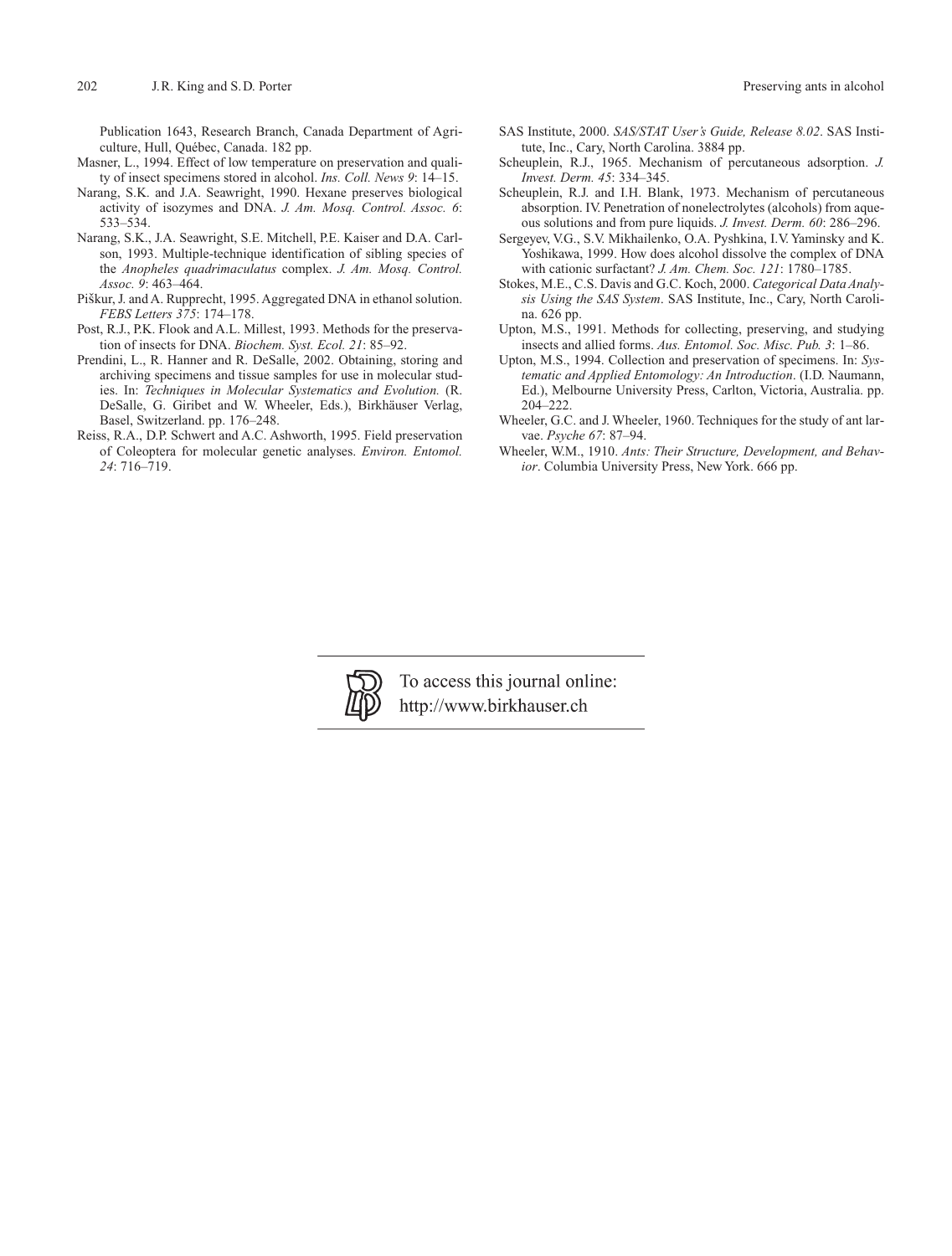Publication 1643, Research Branch, Canada Department of Agriculture, Hull, Québec, Canada. 182 pp.

Masner, L., 1994. Effect of low temperature on preservation and quality of insect specimens stored in alcohol. *Ins. Coll. News 9*: 14–15.

Narang, S.K. and J.A. Seawright, 1990. Hexane preserves biological activity of isozymes and DNA. *J. Am. Mosq. Control. Assoc. 6*: 533–534.

Narang, S.K., J.A. Seawright, S.E. Mitchell, P.E. Kaiser and D.A. Carlson, 1993. Multiple-technique identification of sibling species of the *Anopheles quadrimaculatus* complex. *J. Am. Mosq. Control. Assoc. 9*: 463–464.

Piškur, J. and A. Rupprecht, 1995. Aggregated DNA in ethanol solution. *FEBS Letters 375*: 174–178.

Post, R.J., P.K. Flook and A.L. Millest, 1993. Methods for the preservation of insects for DNA. *Biochem. Syst. Ecol. 21*: 85–92.

Prendini, L., R. Hanner and R. DeSalle, 2002. Obtaining, storing and archiving specimens and tissue samples for use in molecular studies. In: *Techniques in Molecular Systematics and Evolution.* (R. DeSalle, G. Giribet and W. Wheeler, Eds.), Birkhäuser Verlag, Basel, Switzerland. pp. 176–248.

Reiss, R.A., D.P. Schwert and A.C. Ashworth, 1995. Field preservation of Coleoptera for molecular genetic analyses. *Environ. Entomol. 24*: 716–719.

SAS Institute, 2000. *SAS/STAT User's Guide, Release 8.02*. SAS Institute, Inc., Cary, North Carolina. 3884 pp.

Scheuplein, R.J., 1965. Mechanism of percutaneous adsorption. *J. Invest. Derm. 45*: 334–345.

Scheuplein, R.J. and I.H. Blank, 1973. Mechanism of percutaneous absorption. IV. Penetration of nonelectrolytes (alcohols) from aqueous solutions and from pure liquids. *J. Invest. Derm. 60*: 286–296.

Sergeyev, V.G., S.V. Mikhailenko, O.A. Pyshkina, I.V. Yaminsky and K. Yoshikawa, 1999. How does alcohol dissolve the complex of DNA with cationic surfactant? *J. Am. Chem. Soc. 121*: 1780–1785.

Stokes, M.E., C.S. Davis and G.C. Koch, 2000. *Categorical Data Analysis Using the SAS System*. SAS Institute, Inc., Cary, North Carolina. 626 pp.

Upton, M.S., 1991. Methods for collecting, preserving, and studying insects and allied forms. *Aus. Entomol. Soc. Misc. Pub. 3*: 1–86.

Upton, M.S., 1994. Collection and preservation of specimens. In: *Systematic and Applied Entomology: An Introduction*. (I.D. Naumann, Ed.), Melbourne University Press, Carlton, Victoria, Australia. pp. 204–222.

Wheeler, G.C. and J. Wheeler, 1960. Techniques for the study of ant larvae. *Psyche 67*: 87–94.

Wheeler, W.M., 1910. *Ants: Their Structure, Development, and Behavior*. Columbia University Press, New York. 666 pp.

To access this journal online:
http://www.birkhauser.ch